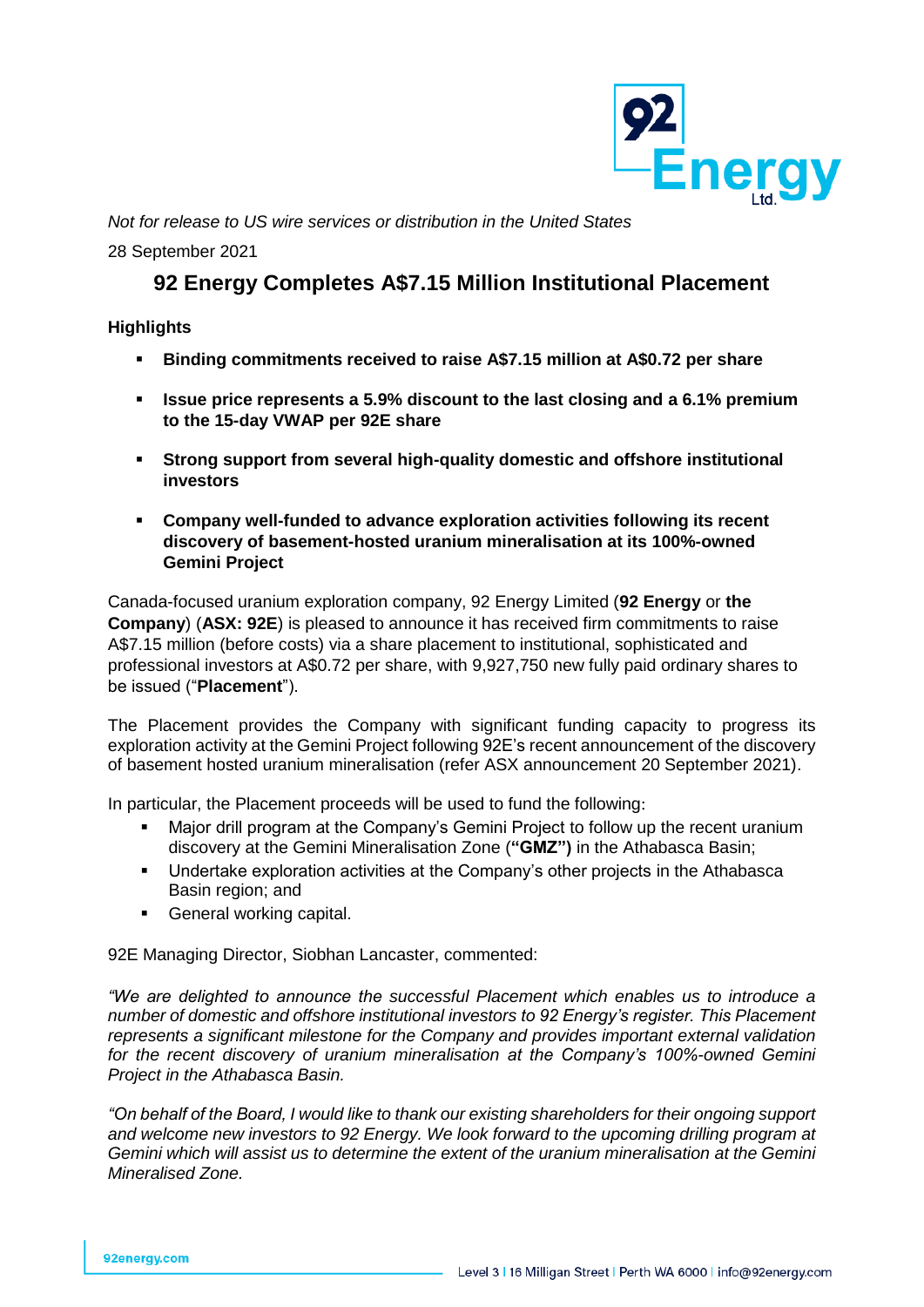*Not for release to US wire services or distribution in the United States*

28 September 2021

# 92 Energy Completes A$7.15 Million Institutional Placement

**Highlights**

- **Binding commitments received to raise A$7.15 million at A$0.72 per share**
- **Issue price represents a 5.9% discount to the last closing and a 6.1% premium to the 15-day VWAP per 92E share**
- **Strong support from several high-quality domestic and offshore institutional investors**
- **Company well-funded to advance exploration activities following its recent discovery of basement-hosted uranium mineralisation at its 100%-owned Gemini Project**

Canada-focused uranium exploration company, 92 Energy Limited (**92 Energy** or **the Company**) (**ASX: 92E**) is pleased to announce it has received firm commitments to raise A$7.15 million (before costs) via a share placement to institutional, sophisticated and professional investors at A$0.72 per share, with 9,927,750 new fully paid ordinary shares to be issued ("**Placement**").

The Placement provides the Company with significant funding capacity to progress its exploration activity at the Gemini Project following 92E's recent announcement of the discovery of basement hosted uranium mineralisation (refer ASX announcement 20 September 2021).

In particular, the Placement proceeds will be used to fund the following:

- Major drill program at the Company's Gemini Project to follow up the recent uranium discovery at the Gemini Mineralisation Zone (**"GMZ")** in the Athabasca Basin;
- Undertake exploration activities at the Company's other projects in the Athabasca Basin region; and
- General working capital.

92E Managing Director, Siobhan Lancaster, commented:

*"We are delighted to announce the successful Placement which enables us to introduce a number of domestic and offshore institutional investors to 92 Energy's register. This Placement represents a significant milestone for the Company and provides important external validation for the recent discovery of uranium mineralisation at the Company's 100%-owned Gemini Project in the Athabasca Basin.*

*"On behalf of the Board, I would like to thank our existing shareholders for their ongoing support and welcome new investors to 92 Energy. We look forward to the upcoming drilling program at Gemini which will assist us to determine the extent of the uranium mineralisation at the Gemini Mineralised Zone.*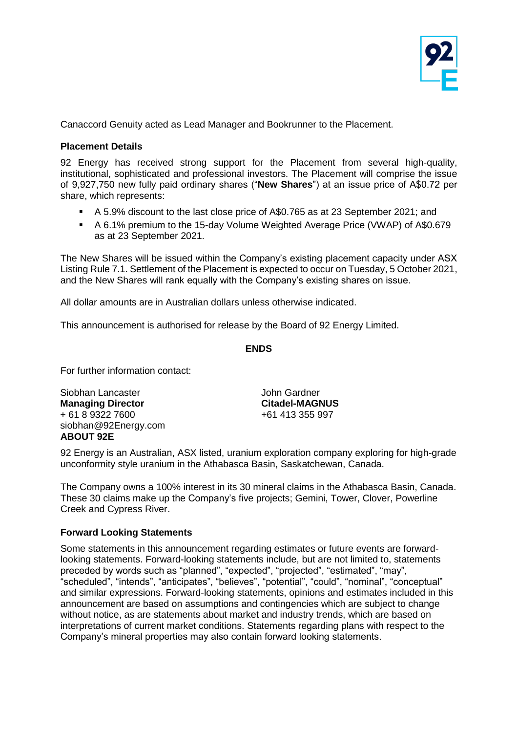Canaccord Genuity acted as Lead Manager and Bookrunner to the Placement.

**Placement Details**

92 Energy has received strong support for the Placement from several high-quality, institutional, sophisticated and professional investors. The Placement will comprise the issue of 9,927,750 new fully paid ordinary shares ("**New Shares**") at an issue price of A$0.72 per share, which represents:

- A 5.9% discount to the last close price of A$0.765 as at 23 September 2021; and
- A 6.1% premium to the 15-day Volume Weighted Average Price (VWAP) of A$0.679 as at 23 September 2021.

The New Shares will be issued within the Company's existing placement capacity under ASX Listing Rule 7.1. Settlement of the Placement is expected to occur on Tuesday, 5 October 2021, and the New Shares will rank equally with the Company's existing shares on issue.

All dollar amounts are in Australian dollars unless otherwise indicated.

This announcement is authorised for release by the Board of 92 Energy Limited.

**ENDS**

For further information contact:

Siobhan Lancaster
**Managing Director**
+ 61 8 9322 7600
siobhan@92Energy.com

John Gardner
**Citadel-MAGNUS**
+61 413 355 997

**ABOUT 92E**

92 Energy is an Australian, ASX listed, uranium exploration company exploring for high-grade unconformity style uranium in the Athabasca Basin, Saskatchewan, Canada.

The Company owns a 100% interest in its 30 mineral claims in the Athabasca Basin, Canada. These 30 claims make up the Company's five projects; Gemini, Tower, Clover, Powerline Creek and Cypress River.

**Forward Looking Statements**

Some statements in this announcement regarding estimates or future events are forward-looking statements. Forward-looking statements include, but are not limited to, statements preceded by words such as "planned", "expected", "projected", "estimated", "may", "scheduled", "intends", "anticipates", "believes", "potential", "could", "nominal", "conceptual" and similar expressions. Forward-looking statements, opinions and estimates included in this announcement are based on assumptions and contingencies which are subject to change without notice, as are statements about market and industry trends, which are based on interpretations of current market conditions. Statements regarding plans with respect to the Company's mineral properties may also contain forward looking statements.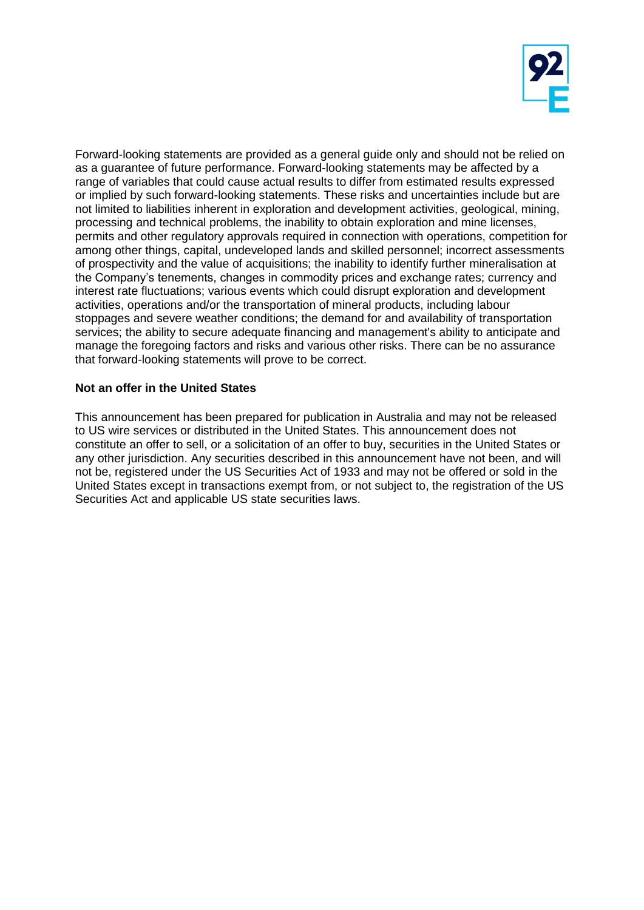Forward-looking statements are provided as a general guide only and should not be relied on as a guarantee of future performance. Forward-looking statements may be affected by a range of variables that could cause actual results to differ from estimated results expressed or implied by such forward-looking statements. These risks and uncertainties include but are not limited to liabilities inherent in exploration and development activities, geological, mining, processing and technical problems, the inability to obtain exploration and mine licenses, permits and other regulatory approvals required in connection with operations, competition for among other things, capital, undeveloped lands and skilled personnel; incorrect assessments of prospectivity and the value of acquisitions; the inability to identify further mineralisation at the Company's tenements, changes in commodity prices and exchange rates; currency and interest rate fluctuations; various events which could disrupt exploration and development activities, operations and/or the transportation of mineral products, including labour stoppages and severe weather conditions; the demand for and availability of transportation services; the ability to secure adequate financing and management's ability to anticipate and manage the foregoing factors and risks and various other risks. There can be no assurance that forward-looking statements will prove to be correct.

**Not an offer in the United States**

This announcement has been prepared for publication in Australia and may not be released to US wire services or distributed in the United States. This announcement does not constitute an offer to sell, or a solicitation of an offer to buy, securities in the United States or any other jurisdiction. Any securities described in this announcement have not been, and will not be, registered under the US Securities Act of 1933 and may not be offered or sold in the United States except in transactions exempt from, or not subject to, the registration of the US Securities Act and applicable US state securities laws.